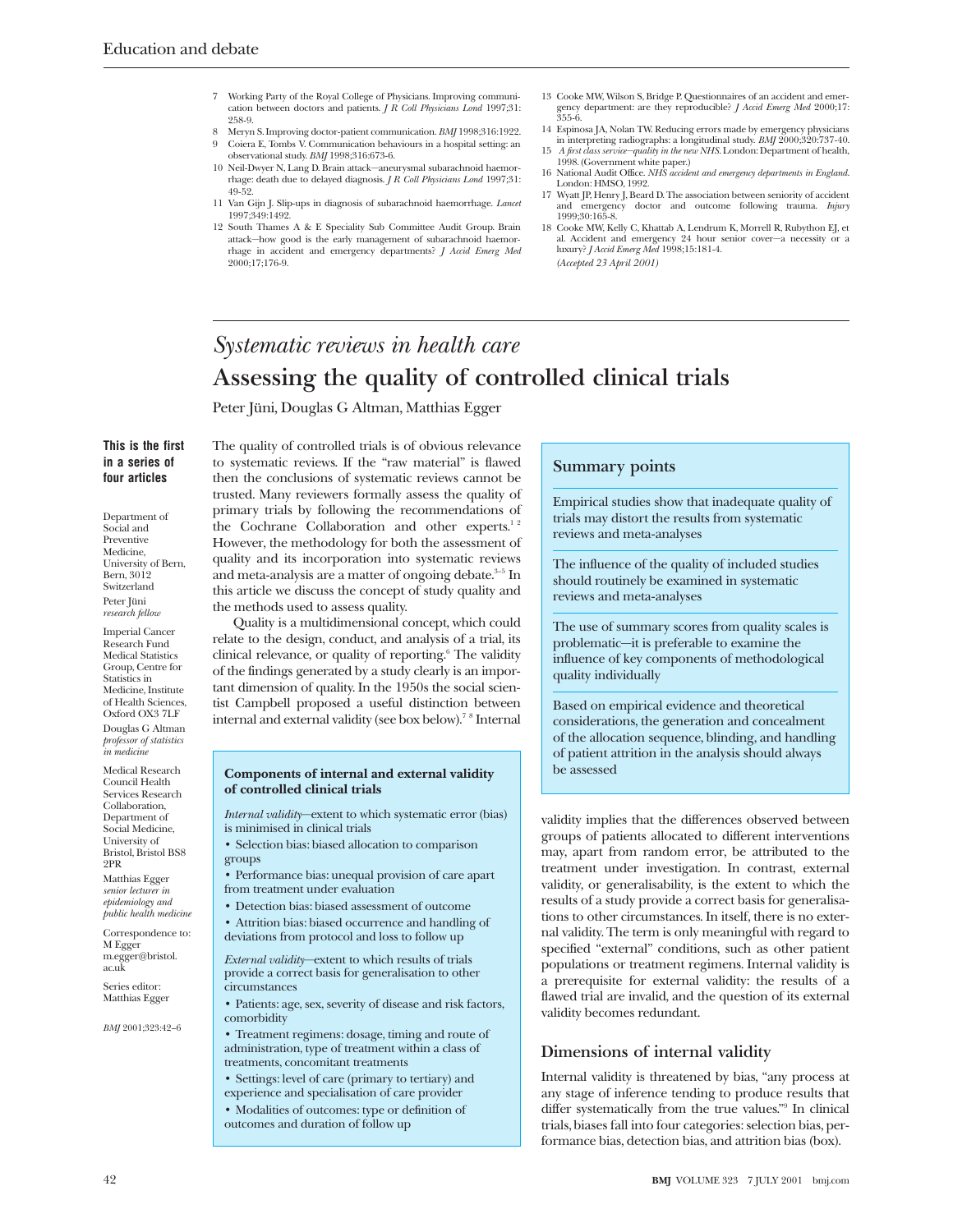7 Working Party of the Royal College of Physicians. Improving communication between doctors and patients. *J R Coll Physicians Lond* 1997;31:258-9.
8 Meryn S. Improving doctor-patient communication. *BMJ* 1998;316:1922.
9 Coiera E, Tombs V. Communication behaviours in a hospital setting: an observational study. *BMJ* 1998;316:673-6.
10 Neil-Dwyer N, Lang D. Brain attack—aneurysmal subarachnoid haemorrhage: death due to delayed diagnosis. *J R Coll Physicians Lond* 1997;31:49-52.
11 Van Gijn J. Slip-ups in diagnosis of subarachnoid haemorrhage. *Lancet* 1997;349:1492.
12 South Thames A & E Speciality Sub Committee Audit Group. Brain attack—how good is the early management of subarachnoid haemorrhage in accident and emergency departments? *J Accid Emerg Med* 2000;17;176-9.
13 Cooke MW, Wilson S, Bridge P. Questionnaires of an accident and emergency department: are they reproducible? *J Accid Emerg Med* 2000;17:355-6.
14 Espinosa JA, Nolan TW. Reducing errors made by emergency physicians in interpreting radiographs: a longitudinal study. *BMJ* 2000;320:737-40.
15 *A first class service—quality in the new NHS*. London: Department of health, 1998. (Government white paper.)
16 National Audit Office. *NHS accident and emergency departments in England*. London: HMSO, 1992.
17 Wyatt JP, Henry J, Beard D. The association between seniority of accident and emergency doctor and outcome following trauma. *Injury* 1999;30:165-8.
18 Cooke MW, Kelly C, Khattab A, Lendrum K, Morrell R, Rubython EJ, et al. Accident and emergency 24 hour senior cover—a necessity or a luxury? *J Accid Emerg Med* 1998;15:181-4.

*(Accepted 23 April 2001)*

---

# *Systematic reviews in health care*

# Assessing the quality of controlled clinical trials

Peter Jüni, Douglas G Altman, Matthias Egger

**This is the first in a series of four articles**

Department of Social and Preventive Medicine, University of Bern, Bern, 3012 Switzerland
Peter Jüni *research fellow*

Imperial Cancer Research Fund Medical Statistics Group, Centre for Statistics in Medicine, Institute of Health Sciences, Oxford OX3 7LF
Douglas G Altman *professor of statistics in medicine*

Medical Research Council Health Services Research Collaboration, Department of Social Medicine, University of Bristol, Bristol BS8 2PR
Matthias Egger *senior lecturer in epidemiology and public health medicine*

Correspondence to: M Egger m.egger@bristol.ac.uk

Series editor: Matthias Egger

*BMJ* 2001;323:42–6

The quality of controlled trials is of obvious relevance to systematic reviews. If the "raw material" is flawed then the conclusions of systematic reviews cannot be trusted. Many reviewers formally assess the quality of primary trials by following the recommendations of the Cochrane Collaboration and other experts.[1 2] However, the methodology for both the assessment of quality and its incorporation into systematic reviews and meta-analysis are a matter of ongoing debate.[3–5] In this article we discuss the concept of study quality and the methods used to assess quality.

Quality is a multidimensional concept, which could relate to the design, conduct, and analysis of a trial, its clinical relevance, or quality of reporting.[6] The validity of the findings generated by a study clearly is an important dimension of quality. In the 1950s the social scientist Campbell proposed a useful distinction between internal and external validity (see box below).[7 8] Internal validity implies that the differences observed between groups of patients allocated to different interventions may, apart from random error, be attributed to the treatment under investigation. In contrast, external validity, or generalisability, is the extent to which the results of a trial provide a correct basis for generalisations to other circumstances. In itself, there is no external validity. The term is only meaningful with regard to specified "external" conditions, such as other patient populations or treatment regimens. Internal validity is a prerequisite for external validity: the results of a flawed trial are invalid, and the question of its external validity becomes redundant.

> **Components of internal and external validity of controlled clinical trials**
>
> *Internal validity*—extent to which systematic error (bias) is minimised in clinical trials
>
> - Selection bias: biased allocation to comparison groups
> - Performance bias: unequal provision of care apart from treatment under evaluation
> - Detection bias: biased assessment of outcome
> - Attrition bias: biased occurrence and handling of deviations from protocol and loss to follow up
>
> *External validity*—extent to which results of trials provide a correct basis for generalisation to other circumstances
>
> - Patients: age, sex, severity of disease and risk factors, comorbidity
> - Treatment regimens: dosage, timing and route of administration, type of treatment within a class of treatments, concomitant treatments
> - Settings: level of care (primary to tertiary) and experience and specialisation of care provider
> - Modalities of outcomes: type or definition of outcomes and duration of follow up

> ### Summary points
>
> Empirical studies show that inadequate quality of trials may distort the results from systematic reviews and meta-analyses
>
> The influence of the quality of included studies should routinely be examined in systematic reviews and meta-analyses
>
> The use of summary scores from quality scales is problematic—it is preferable to examine the influence of key components of methodological quality individually
>
> Based on empirical evidence and theoretical considerations, the generation and concealment of the allocation sequence, blinding, and handling of patient attrition in the analysis should always be assessed

## Dimensions of internal validity

Internal validity is threatened by bias, "any process at any stage of inference tending to produce results that differ systematically from the true values."[9] In clinical trials, biases fall into four categories: selection bias, performance bias, detection bias, and attrition bias (box).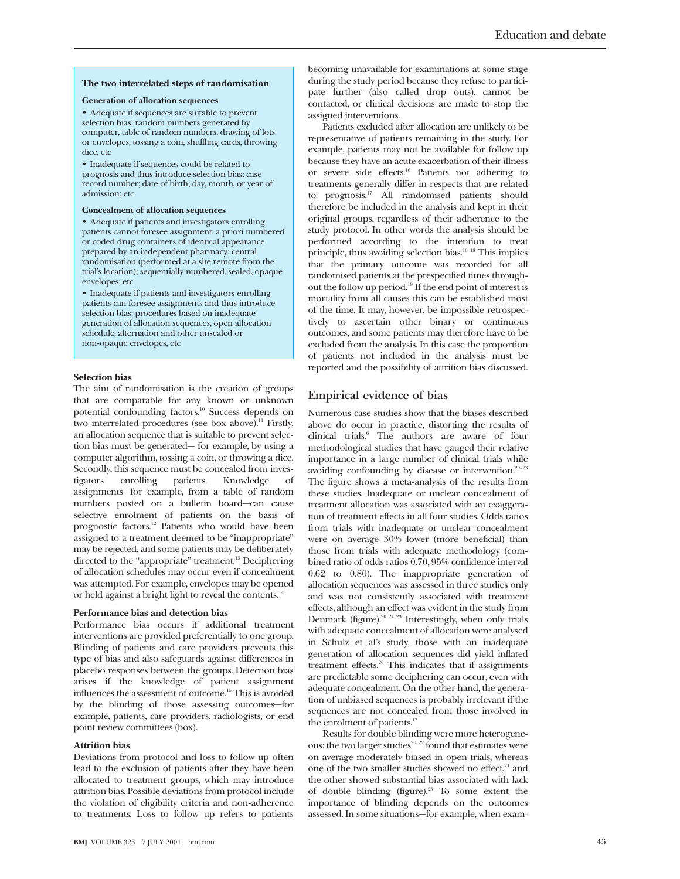### The two interrelated steps of randomisation

**Generation of allocation sequences**

- Adequate if sequences are suitable to prevent selection bias: random numbers generated by computer, table of random numbers, drawing of lots or envelopes, tossing a coin, shuffling cards, throwing dice, etc
- Inadequate if sequences could be related to prognosis and thus introduce selection bias: case record number; date of birth; day, month, or year of admission; etc

**Concealment of allocation sequences**

- Adequate if patients and investigators enrolling patients cannot foresee assignment: a priori numbered or coded drug containers of identical appearance prepared by an independent pharmacy; central randomisation (performed at a site remote from the trial's location); sequentially numbered, sealed, opaque envelopes; etc
- Inadequate if patients and investigators enrolling patients can foresee assignments and thus introduce selection bias: procedures based on inadequate generation of allocation sequences, open allocation schedule, alternation and other unsealed or non-opaque envelopes, etc

**Selection bias**

The aim of randomisation is the creation of groups that are comparable for any known or unknown potential confounding factors.[10] Success depends on two interrelated procedures (see box above).[11] Firstly, an allocation sequence that is suitable to prevent selection bias must be generated— for example, by using a computer algorithm, tossing a coin, or throwing a dice. Secondly, this sequence must be concealed from investigators enrolling patients. Knowledge of assignments—for example, from a table of random numbers posted on a bulletin board—can cause selective enrolment of patients on the basis of prognostic factors.[12] Patients who would have been assigned to a treatment deemed to be "inappropriate" may be rejected, and some patients may be deliberately directed to the "appropriate" treatment.[13] Deciphering of allocation schedules may occur even if concealment was attempted. For example, envelopes may be opened or held against a bright light to reveal the contents.[14]

**Performance bias and detection bias**

Performance bias occurs if additional treatment interventions are provided preferentially to one group. Blinding of patients and care providers prevents this type of bias and also safeguards against differences in placebo responses between the groups. Detection bias arises if the knowledge of patient assignment influences the assessment of outcome.[15] This is avoided by the blinding of those assessing outcomes—for example, patients, care providers, radiologists, or end point review committees (box).

**Attrition bias**

Deviations from protocol and loss to follow up often lead to the exclusion of patients after they have been allocated to treatment groups, which may introduce attrition bias. Possible deviations from protocol include the violation of eligibility criteria and non-adherence to treatments. Loss to follow up refers to patients becoming unavailable for examinations at some stage during the study period because they refuse to participate further (also called drop outs), cannot be contacted, or clinical decisions are made to stop the assigned interventions.

Patients excluded after allocation are unlikely to be representative of patients remaining in the study. For example, patients may not be available for follow up because they have an acute exacerbation of their illness or severe side effects.[16] Patients not adhering to treatments generally differ in respects that are related to prognosis.[17] All randomised patients should therefore be included in the analysis and kept in their original groups, regardless of their adherence to the study protocol. In other words the analysis should be performed according to the intention to treat principle, thus avoiding selection bias.[16 18] This implies that the primary outcome was recorded for all randomised patients at the prespecified times throughout the follow up period.[19] If the end point of interest is mortality from all causes this can be established most of the time. It may, however, be impossible retrospectively to ascertain other binary or continuous outcomes, and some patients may therefore have to be excluded from the analysis. In this case the proportion of patients not included in the analysis must be reported and the possibility of attrition bias discussed.

## Empirical evidence of bias

Numerous case studies show that the biases described above do occur in practice, distorting the results of clinical trials.[6] The authors are aware of four methodological studies that have gauged their relative importance in a large number of clinical trials while avoiding confounding by disease or intervention.[20–23] The figure shows a meta-analysis of the results from these studies. Inadequate or unclear concealment of treatment allocation was associated with an exaggeration of treatment effects in all four studies. Odds ratios from trials with inadequate or unclear concealment were on average 30% lower (more beneficial) than those from trials with adequate methodology (combined ratio of odds ratios 0.70, 95% confidence interval 0.62 to 0.80). The inappropriate generation of allocation sequences was assessed in three studies only and was not consistently associated with treatment effects, although an effect was evident in the study from Denmark (figure).[20 21 23] Interestingly, when only trials with adequate concealment of allocation were analysed in Schulz et al's study, those with an inadequate generation of allocation sequences did yield inflated treatment effects.[20] This indicates that if assignments are predictable some deciphering can occur, even with adequate concealment. On the other hand, the generation of unbiased sequences is probably irrelevant if the sequences are not concealed from those involved in the enrolment of patients.[13]

Results for double blinding were more heterogeneous: the two larger studies[20 22] found that estimates were on average moderately biased in open trials, whereas one of the two smaller studies showed no effect,[21] and the other showed substantial bias associated with lack of double blinding (figure).[23] To some extent the importance of blinding depends on the outcomes assessed. In some situations—for example, when exam-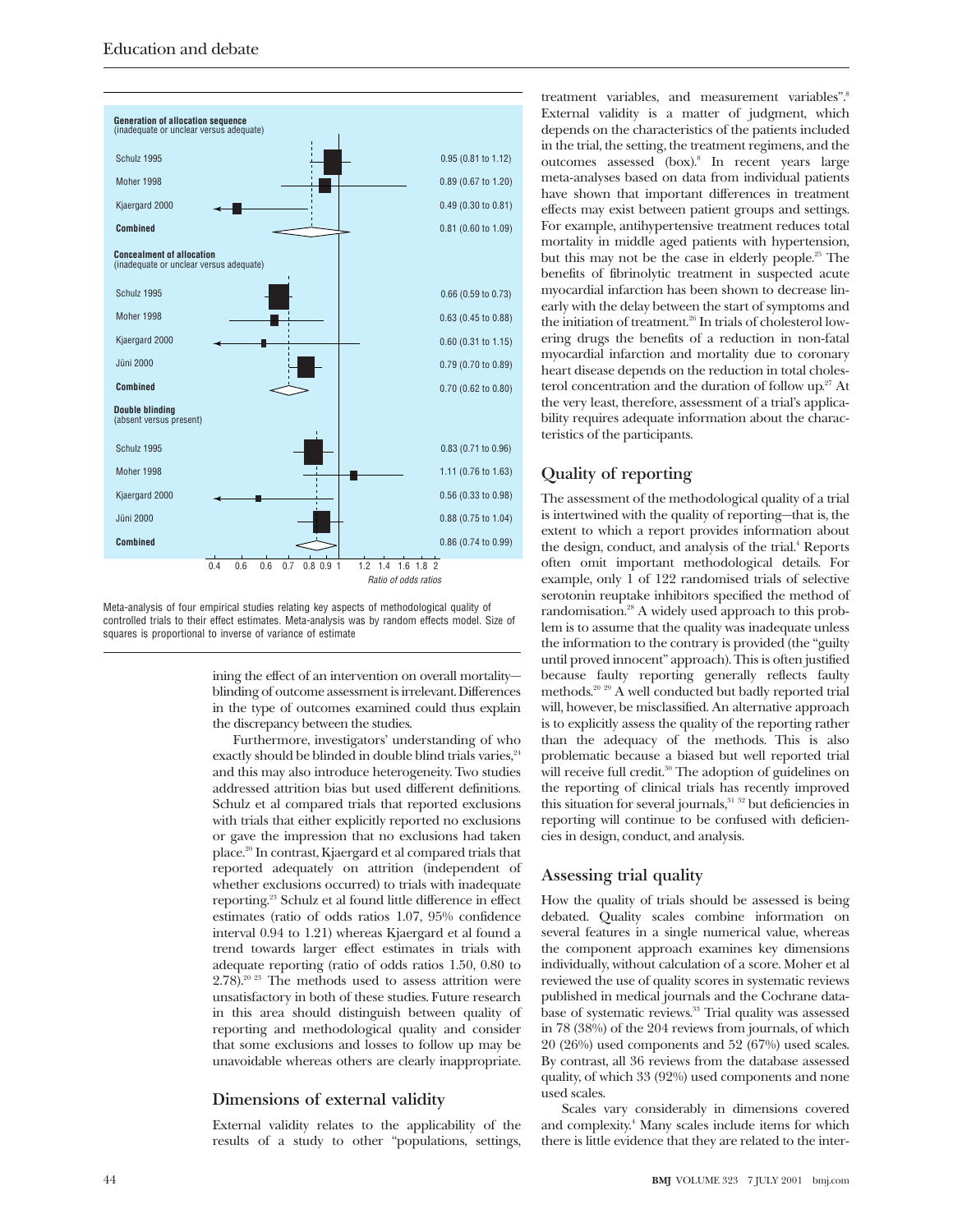| | Ratio of odds ratios (95% CI) |
|---|---|
| **Generation of allocation sequence** (inadequate or unclear versus adequate) | |
| Schulz 1995 | 0.95 (0.81 to 1.12) |
| Moher 1998 | 0.89 (0.67 to 1.20) |
| Kjaergard 2000 | 0.49 (0.30 to 0.81) |
| **Combined** | 0.81 (0.60 to 1.09) |
| **Concealment of allocation** (inadequate or unclear versus adequate) | |
| Schulz 1995 | 0.66 (0.59 to 0.73) |
| Moher 1998 | 0.63 (0.45 to 0.88) |
| Kjaergard 2000 | 0.60 (0.31 to 1.15) |
| Jüni 2000 | 0.79 (0.70 to 0.89) |
| **Combined** | 0.70 (0.62 to 0.80) |
| **Double blinding** (absent versus present) | |
| Schulz 1995 | 0.83 (0.71 to 0.96) |
| Moher 1998 | 1.11 (0.76 to 1.63) |
| Kjaergard 2000 | 0.56 (0.33 to 0.98) |
| Jüni 2000 | 0.88 (0.75 to 1.04) |
| **Combined** | 0.86 (0.74 to 0.99) |

Meta-analysis of four empirical studies relating key aspects of methodological quality of controlled trials to their effect estimates. Meta-analysis was by random effects model. Size of squares is proportional to inverse of variance of estimate

ining the effect of an intervention on overall mortality—blinding of outcome assessment is irrelevant. Differences in the type of outcomes examined could thus explain the discrepancy between the studies.

Furthermore, investigators' understanding of who exactly should be blinded in double blind trials varies,[24] and this may also introduce heterogeneity. Two studies addressed attrition bias but used different definitions. Schulz et al compared trials that reported exclusions with trials that either explicitly reported no exclusions or gave the impression that no exclusions had taken place.[20] In contrast, Kjaergard et al compared trials that reported adequately on attrition (independent of whether exclusions occurred) to trials with inadequate reporting.[23] Schulz et al found little difference in effect estimates (ratio of odds ratios 1.07, 95% confidence interval 0.94 to 1.21) whereas Kjaergard et al found a trend towards larger effect estimates in trials with adequate reporting (ratio of odds ratios 1.50, 0.80 to 2.78).[20 23] The methods used to assess attrition were unsatisfactory in both of these studies. Future research in this area should distinguish between quality of reporting and methodological quality and consider that some exclusions and losses to follow up may be unavoidable whereas others are clearly inappropriate.

## Dimensions of external validity

External validity relates to the applicability of the results of a study to other "populations, settings, treatment variables, and measurement variables".[8] External validity is a matter of judgment, which depends on the characteristics of the patients included in the trial, the setting, the treatment regimens, and the outcomes assessed (box).[8] In recent years large meta-analyses based on data from individual patients have shown that important differences in treatment effects may exist between patient groups and settings. For example, antihypertensive treatment reduces total mortality in middle aged patients with hypertension, but this may not be the case in elderly people.[25] The benefits of fibrinolytic treatment in suspected acute myocardial infarction has been shown to decrease linearly with the delay between the start of symptoms and the initiation of treatment.[26] In trials of cholesterol lowering drugs the benefits of a reduction in non-fatal myocardial infarction and mortality due to coronary heart disease depends on the reduction in total cholesterol concentration and the duration of follow up.[27] At the very least, therefore, assessment of a trial's applicability requires adequate information about the characteristics of the participants.

## Quality of reporting

The assessment of the methodological quality of a trial is intertwined with the quality of reporting—that is, the extent to which a report provides information about the design, conduct, and analysis of the trial.[4] Reports often omit important methodological details. For example, only 1 of 122 randomised trials of selective serotonin reuptake inhibitors specified the method of randomisation.[28] A widely used approach to this problem is to assume that the quality was inadequate unless the information to the contrary is provided (the "guilty until proved innocent" approach). This is often justified because faulty reporting generally reflects faulty methods.[20 29] A well conducted but badly reported trial will, however, be misclassified. An alternative approach is to explicitly assess the quality of the reporting rather than the adequacy of the methods. This is also problematic because a biased but well reported trial will receive full credit.[30] The adoption of guidelines on the reporting of clinical trials has recently improved this situation for several journals,[31 32] but deficiencies in reporting will continue to be confused with deficiencies in design, conduct, and analysis.

## Assessing trial quality

How the quality of trials should be assessed is being debated. Quality scales combine information on several features in a single numerical value, whereas the component approach examines key dimensions individually, without calculation of a score. Moher et al reviewed the use of quality scores in systematic reviews published in medical journals and the Cochrane database of systematic reviews.[33] Trial quality was assessed in 78 (38%) of the 204 reviews from journals, of which 20 (26%) used components and 52 (67%) used scales. By contrast, all 36 reviews from the database assessed quality, of which 33 (92%) used components and none used scales.

Scales vary considerably in dimensions covered and complexity.[4] Many scales include items for which there is little evidence that they are related to the inter-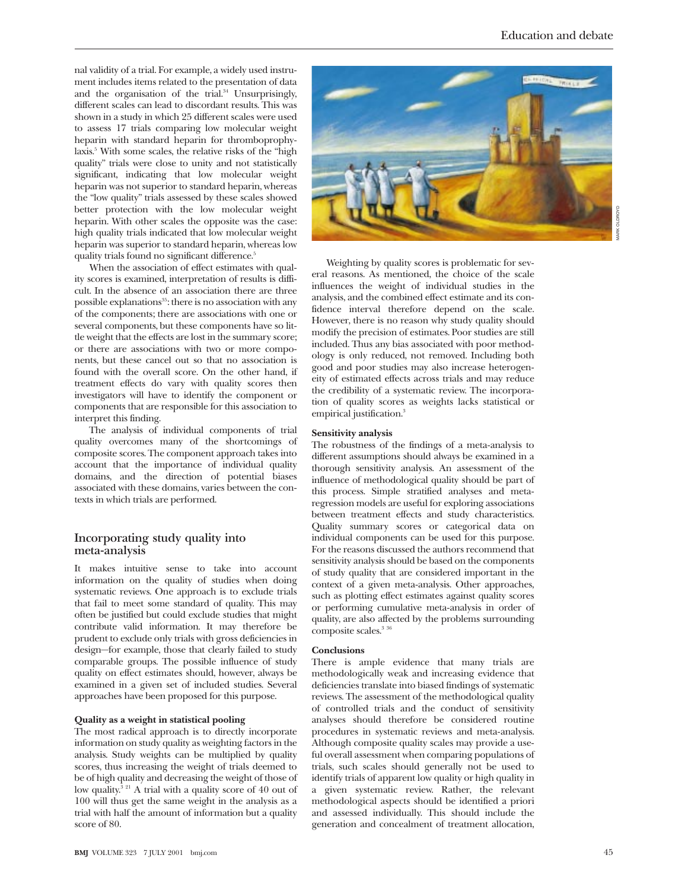nal validity of a trial. For example, a widely used instrument includes items related to the presentation of data and the organisation of the trial.[34] Unsurprisingly, different scales can lead to discordant results. This was shown in a study in which 25 different scales were used to assess 17 trials comparing low molecular weight heparin with standard heparin for thromboprophylaxis.[5] With some scales, the relative risks of the "high quality" trials were close to unity and not statistically significant, indicating that low molecular weight heparin was not superior to standard heparin, whereas the "low quality" trials assessed by these scales showed better protection with the low molecular weight heparin. With other scales the opposite was the case: high quality trials indicated that low molecular weight heparin was superior to standard heparin, whereas low quality trials found no significant difference.[5]

When the association of effect estimates with quality scores is examined, interpretation of results is difficult. In the absence of an association there are three possible explanations[35]: there is no association with any of the components; there are associations with one or several components, but these components have so little weight that the effects are lost in the summary score; or there are associations with two or more components, but these cancel out so that no association is found with the overall score. On the other hand, if treatment effects do vary with quality scores then investigators will have to identify the component or components that are responsible for this association to interpret this finding.

The analysis of individual components of trial quality overcomes many of the shortcomings of composite scores. The component approach takes into account that the importance of individual quality domains, and the direction of potential biases associated with these domains, varies between the contexts in which trials are performed.

## Incorporating study quality into meta-analysis

It makes intuitive sense to take into account information on the quality of studies when doing systematic reviews. One approach is to exclude trials that fail to meet some standard of quality. This may often be justified but could exclude studies that might contribute valid information. It may therefore be prudent to exclude only trials with gross deficiencies in design—for example, those that clearly failed to study comparable groups. The possible influence of study quality on effect estimates should, however, always be examined in a given set of included studies. Several approaches have been proposed for this purpose.

### Quality as a weight in statistical pooling

The most radical approach is to directly incorporate information on study quality as weighting factors in the analysis. Study weights can be multiplied by quality scores, thus increasing the weight of trials deemed to be of high quality and decreasing the weight of those of low quality.[3,21] A trial with a quality score of 40 out of 100 will thus get the same weight in the analysis as a trial with half the amount of information but a quality score of 80.

Weighting by quality scores is problematic for several reasons. As mentioned, the choice of the scale influences the weight of individual studies in the analysis, and the combined effect estimate and its confidence interval therefore depend on the scale. However, there is no reason why study quality should modify the precision of estimates. Poor studies are still included. Thus any bias associated with poor methodology is only reduced, not removed. Including both good and poor studies may also increase heterogeneity of estimated effects across trials and may reduce the credibility of a systematic review. The incorporation of quality scores as weights lacks statistical or empirical justification.[3]

### Sensitivity analysis

The robustness of the findings of a meta-analysis to different assumptions should always be examined in a thorough sensitivity analysis. An assessment of the influence of methodological quality should be part of this process. Simple stratified analyses and meta-regression models are useful for exploring associations between treatment effects and study characteristics. Quality summary scores or categorical data on individual components can be used for this purpose. For the reasons discussed the authors recommend that sensitivity analysis should be based on the components of study quality that are considered important in the context of a given meta-analysis. Other approaches, such as plotting effect estimates against quality scores or performing cumulative meta-analysis in order of quality, are also affected by the problems surrounding composite scales.[3,36]

### Conclusions

There is ample evidence that many trials are methodologically weak and increasing evidence that deficiencies translate into biased findings of systematic reviews. The assessment of the methodological quality of controlled trials and the conduct of sensitivity analyses should therefore be considered routine procedures in systematic reviews and meta-analysis. Although composite quality scales may provide a useful overall assessment when comparing populations of trials, such scales should generally not be used to identify trials of apparent low quality or high quality in a given systematic review. Rather, the relevant methodological aspects should be identified a priori and assessed individually. This should include the generation and concealment of treatment allocation,